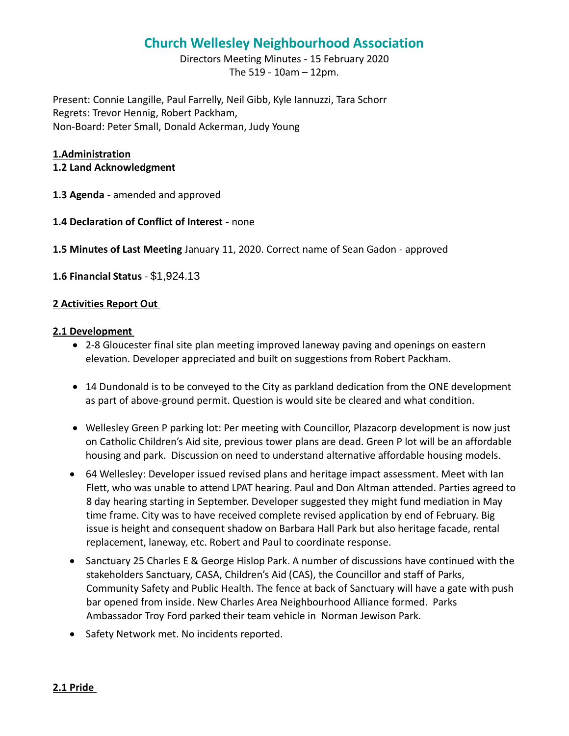# Church Wellesley Neighbourhood Association

Directors Meeting Minutes - 15 February 2020
The 519 - 10am – 12pm.

Present: Connie Langille, Paul Farrelly, Neil Gibb, Kyle Iannuzzi, Tara Schorr
Regrets: Trevor Hennig, Robert Packham,
Non-Board: Peter Small, Donald Ackerman, Judy Young

## 1.Administration

**1.2 Land Acknowledgment**

**1.3 Agenda -** amended and approved

**1.4 Declaration of Conflict of Interest -** none

**1.5 Minutes of Last Meeting** January 11, 2020. Correct name of Sean Gadon - approved

**1.6 Financial Status** - $1,924.13

## 2 Activities Report Out

### 2.1 Development

- 2-8 Gloucester final site plan meeting improved laneway paving and openings on eastern elevation. Developer appreciated and built on suggestions from Robert Packham.
- 14 Dundonald is to be conveyed to the City as parkland dedication from the ONE development as part of above-ground permit. Question is would site be cleared and what condition.
- Wellesley Green P parking lot: Per meeting with Councillor, Plazacorp development is now just on Catholic Children's Aid site, previous tower plans are dead. Green P lot will be an affordable housing and park. Discussion on need to understand alternative affordable housing models.
- 64 Wellesley: Developer issued revised plans and heritage impact assessment. Meet with Ian Flett, who was unable to attend LPAT hearing. Paul and Don Altman attended. Parties agreed to 8 day hearing starting in September. Developer suggested they might fund mediation in May time frame. City was to have received complete revised application by end of February. Big issue is height and consequent shadow on Barbara Hall Park but also heritage facade, rental replacement, laneway, etc. Robert and Paul to coordinate response.
- Sanctuary 25 Charles E & George Hislop Park. A number of discussions have continued with the stakeholders Sanctuary, CASA, Children's Aid (CAS), the Councillor and staff of Parks, Community Safety and Public Health. The fence at back of Sanctuary will have a gate with push bar opened from inside. New Charles Area Neighbourhood Alliance formed. Parks Ambassador Troy Ford parked their team vehicle in Norman Jewison Park.
- Safety Network met. No incidents reported.

### 2.1 Pride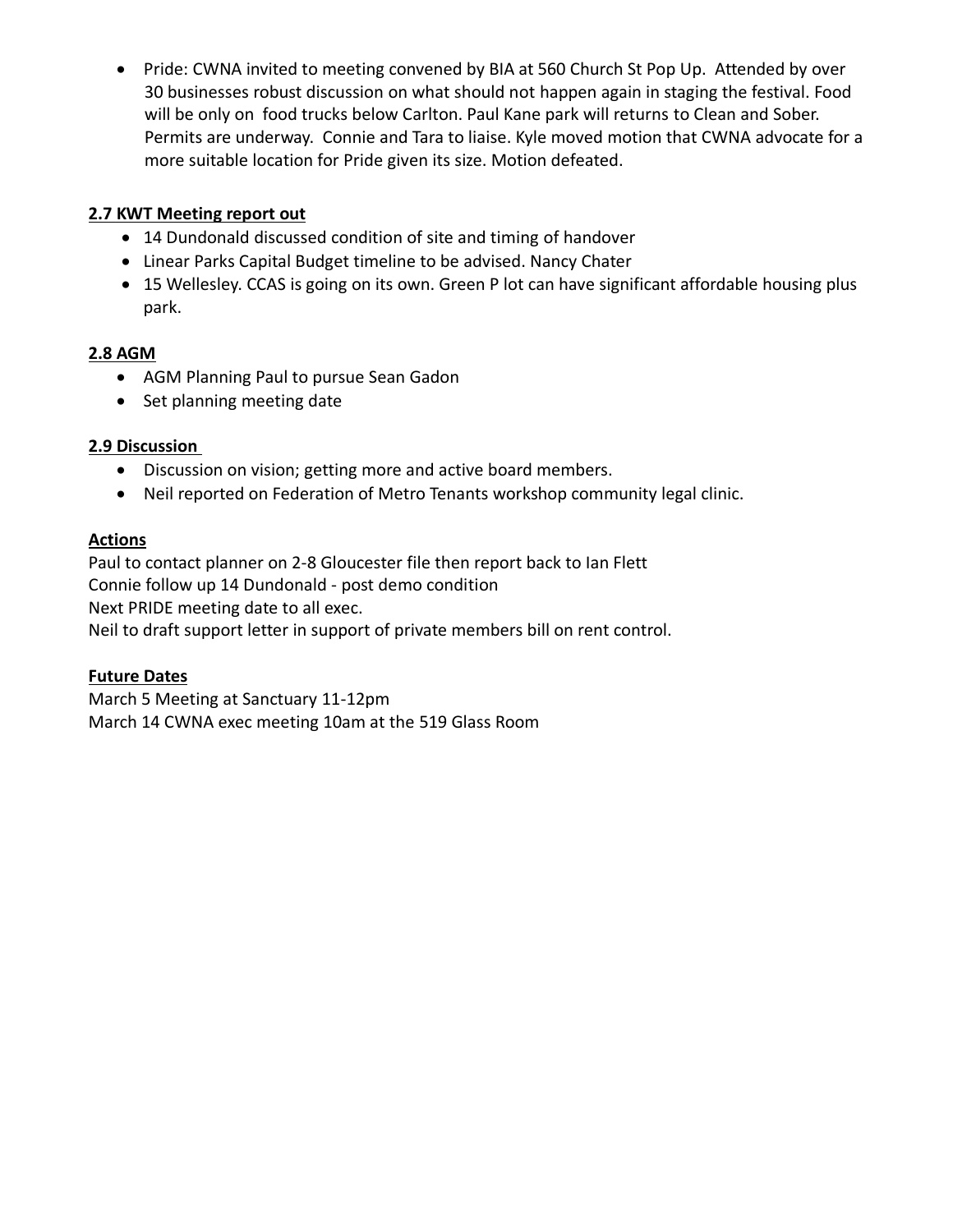- Pride: CWNA invited to meeting convened by BIA at 560 Church St Pop Up. Attended by over 30 businesses robust discussion on what should not happen again in staging the festival. Food will be only on food trucks below Carlton. Paul Kane park will returns to Clean and Sober. Permits are underway. Connie and Tara to liaise. Kyle moved motion that CWNA advocate for a more suitable location for Pride given its size. Motion defeated.

**2.7 KWT Meeting report out**

- 14 Dundonald discussed condition of site and timing of handover
- Linear Parks Capital Budget timeline to be advised. Nancy Chater
- 15 Wellesley. CCAS is going on its own. Green P lot can have significant affordable housing plus park.

**2.8 AGM**

- AGM Planning Paul to pursue Sean Gadon
- Set planning meeting date

**2.9 Discussion**

- Discussion on vision; getting more and active board members.
- Neil reported on Federation of Metro Tenants workshop community legal clinic.

**Actions**

Paul to contact planner on 2-8 Gloucester file then report back to Ian Flett
Connie follow up 14 Dundonald - post demo condition
Next PRIDE meeting date to all exec.
Neil to draft support letter in support of private members bill on rent control.

**Future Dates**

March 5 Meeting at Sanctuary 11-12pm
March 14 CWNA exec meeting 10am at the 519 Glass Room